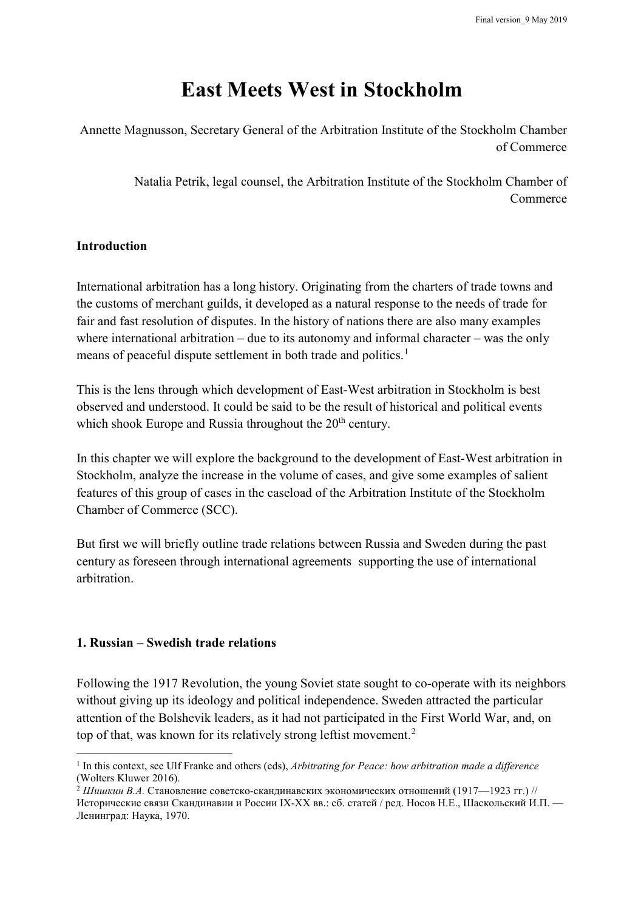# East Meets West in Stockholm

Annette Magnusson, Secretary General of the Arbitration Institute of the Stockholm Chamber of Commerce

Natalia Petrik, legal counsel, the Arbitration Institute of the Stockholm Chamber of Commerce

**Introduction**

International arbitration has a long history. Originating from the charters of trade towns and the customs of merchant guilds, it developed as a natural response to the needs of trade for fair and fast resolution of disputes. In the history of nations there are also many examples where international arbitration – due to its autonomy and informal character – was the only means of peaceful dispute settlement in both trade and politics.[1]

This is the lens through which development of East-West arbitration in Stockholm is best observed and understood. It could be said to be the result of historical and political events which shook Europe and Russia throughout the 20th century.

In this chapter we will explore the background to the development of East-West arbitration in Stockholm, analyze the increase in the volume of cases, and give some examples of salient features of this group of cases in the caseload of the Arbitration Institute of the Stockholm Chamber of Commerce (SCC).

But first we will briefly outline trade relations between Russia and Sweden during the past century as foreseen through international agreements supporting the use of international arbitration.

**1. Russian – Swedish trade relations**

Following the 1917 Revolution, the young Soviet state sought to co-operate with its neighbors without giving up its ideology and political independence. Sweden attracted the particular attention of the Bolshevik leaders, as it had not participated in the First World War, and, on top of that, was known for its relatively strong leftist movement.[2]

---

[1] In this context, see Ulf Franke and others (eds), *Arbitrating for Peace: how arbitration made a difference* (Wolters Kluwer 2016).

[2] *Шишкин В.А.* Становление советско-скандинавских экономических отношений (1917—1923 гг.) // Исторические связи Скандинавии и России IX-XX вв.: сб. статей / ред. Носов Н.Е., Шаскольский И.П. — Ленинград: Наука, 1970.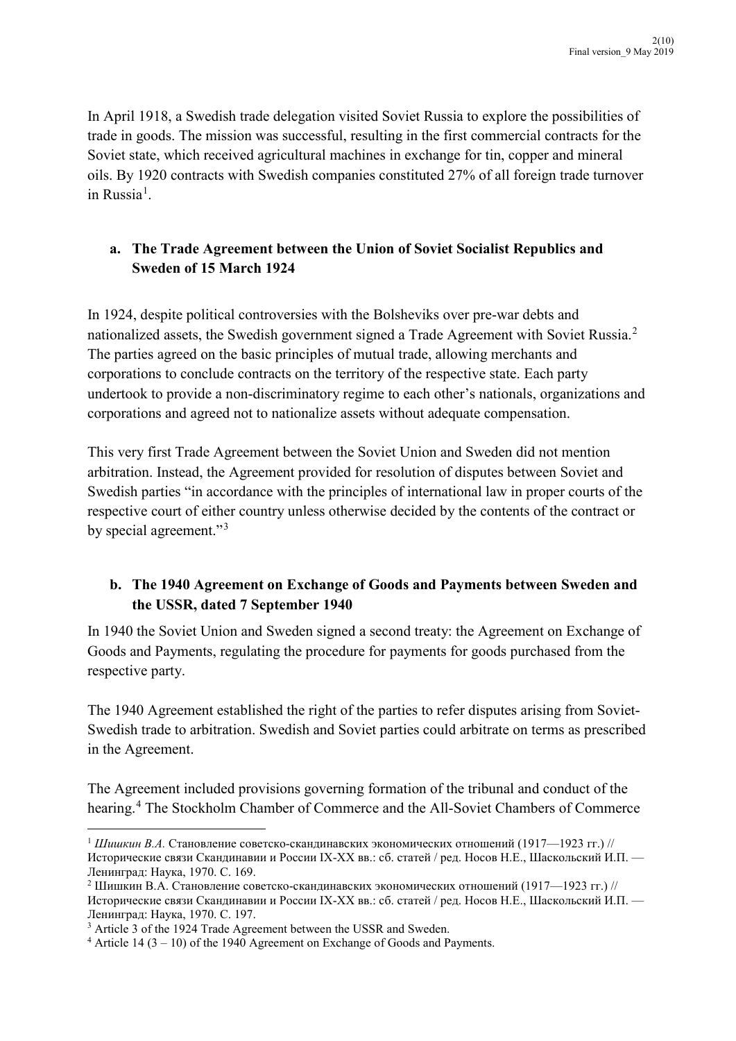In April 1918, a Swedish trade delegation visited Soviet Russia to explore the possibilities of trade in goods. The mission was successful, resulting in the first commercial contracts for the Soviet state, which received agricultural machines in exchange for tin, copper and mineral oils. By 1920 contracts with Swedish companies constituted 27% of all foreign trade turnover in Russia[1].

### a. The Trade Agreement between the Union of Soviet Socialist Republics and Sweden of 15 March 1924

In 1924, despite political controversies with the Bolsheviks over pre-war debts and nationalized assets, the Swedish government signed a Trade Agreement with Soviet Russia.[2] The parties agreed on the basic principles of mutual trade, allowing merchants and corporations to conclude contracts on the territory of the respective state. Each party undertook to provide a non-discriminatory regime to each other's nationals, organizations and corporations and agreed not to nationalize assets without adequate compensation.

This very first Trade Agreement between the Soviet Union and Sweden did not mention arbitration. Instead, the Agreement provided for resolution of disputes between Soviet and Swedish parties "in accordance with the principles of international law in proper courts of the respective court of either country unless otherwise decided by the contents of the contract or by special agreement."[3]

### b. The 1940 Agreement on Exchange of Goods and Payments between Sweden and the USSR, dated 7 September 1940

In 1940 the Soviet Union and Sweden signed a second treaty: the Agreement on Exchange of Goods and Payments, regulating the procedure for payments for goods purchased from the respective party.

The 1940 Agreement established the right of the parties to refer disputes arising from Soviet-Swedish trade to arbitration. Swedish and Soviet parties could arbitrate on terms as prescribed in the Agreement.

The Agreement included provisions governing formation of the tribunal and conduct of the hearing.[4] The Stockholm Chamber of Commerce and the All-Soviet Chambers of Commerce

---

[1] *Шишкин В.А.* Становление советско-скандинавских экономических отношений (1917—1923 гг.) // Исторические связи Скандинавии и России IX-XX вв.: сб. статей / ред. Носов Н.Е., Шаскольский И.П. — Ленинград: Наука, 1970. С. 169.

[2] Шишкин В.А. Становление советско-скандинавских экономических отношений (1917—1923 гг.) // Исторические связи Скандинавии и России IX-XX вв.: сб. статей / ред. Носов Н.Е., Шаскольский И.П. — Ленинград: Наука, 1970. С. 197.

[3] Article 3 of the 1924 Trade Agreement between the USSR and Sweden.

[4] Article 14 (3 – 10) of the 1940 Agreement on Exchange of Goods and Payments.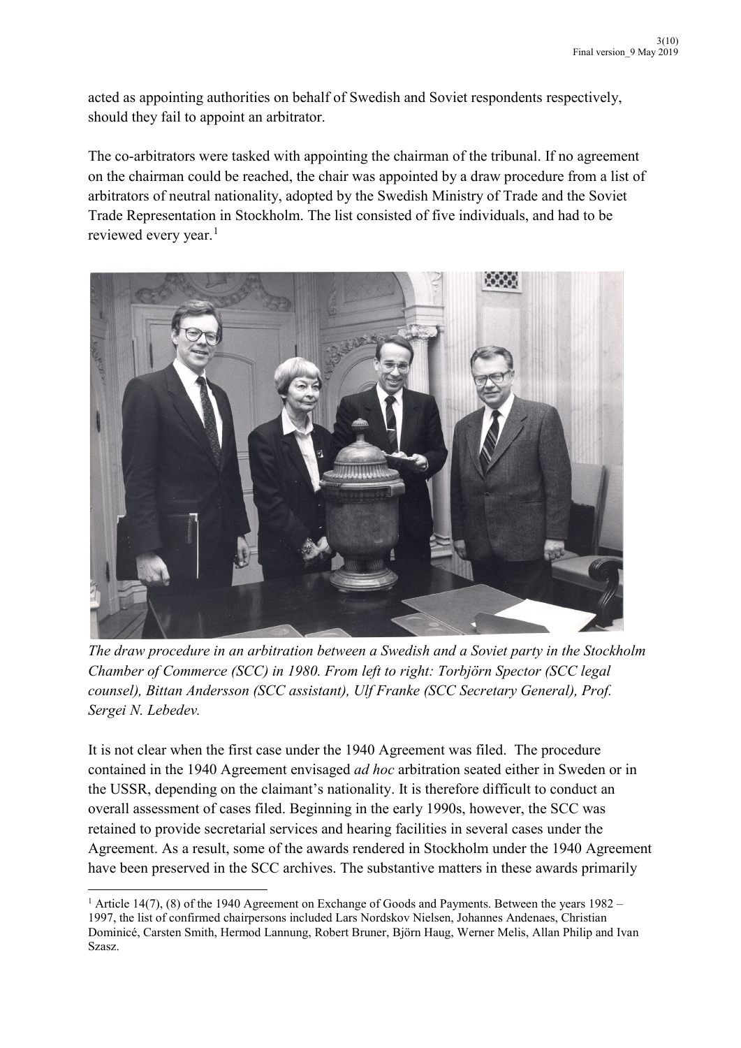acted as appointing authorities on behalf of Swedish and Soviet respondents respectively, should they fail to appoint an arbitrator.

The co-arbitrators were tasked with appointing the chairman of the tribunal. If no agreement on the chairman could be reached, the chair was appointed by a draw procedure from a list of arbitrators of neutral nationality, adopted by the Swedish Ministry of Trade and the Soviet Trade Representation in Stockholm. The list consisted of five individuals, and had to be reviewed every year.[1]

*The draw procedure in an arbitration between a Swedish and a Soviet party in the Stockholm Chamber of Commerce (SCC) in 1980. From left to right: Torbjörn Spector (SCC legal counsel), Bittan Andersson (SCC assistant), Ulf Franke (SCC Secretary General), Prof. Sergei N. Lebedev.*

It is not clear when the first case under the 1940 Agreement was filed. The procedure contained in the 1940 Agreement envisaged *ad hoc* arbitration seated either in Sweden or in the USSR, depending on the claimant's nationality. It is therefore difficult to conduct an overall assessment of cases filed. Beginning in the early 1990s, however, the SCC was retained to provide secretarial services and hearing facilities in several cases under the Agreement. As a result, some of the awards rendered in Stockholm under the 1940 Agreement have been preserved in the SCC archives. The substantive matters in these awards primarily

[1] Article 14(7), (8) of the 1940 Agreement on Exchange of Goods and Payments. Between the years 1982 – 1997, the list of confirmed chairpersons included Lars Nordskov Nielsen, Johannes Andenaes, Christian Dominicé, Carsten Smith, Hermod Lannung, Robert Bruner, Björn Haug, Werner Melis, Allan Philip and Ivan Szasz.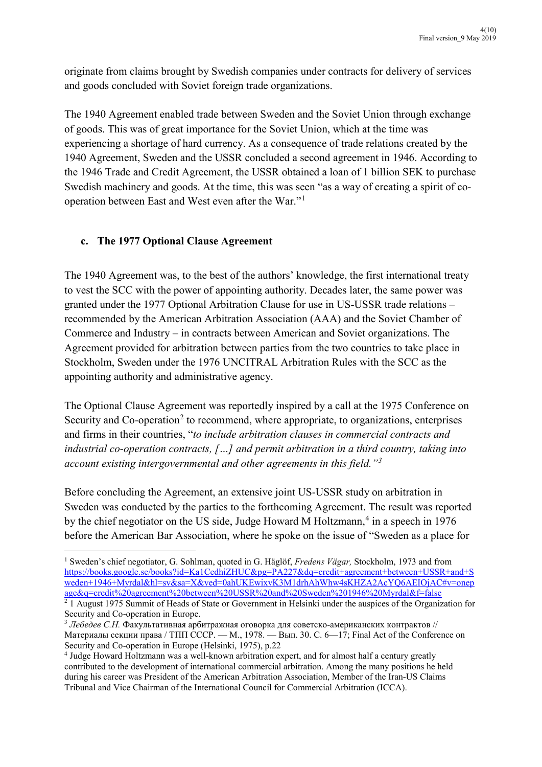originate from claims brought by Swedish companies under contracts for delivery of services and goods concluded with Soviet foreign trade organizations.

The 1940 Agreement enabled trade between Sweden and the Soviet Union through exchange of goods. This was of great importance for the Soviet Union, which at the time was experiencing a shortage of hard currency. As a consequence of trade relations created by the 1940 Agreement, Sweden and the USSR concluded a second agreement in 1946. According to the 1946 Trade and Credit Agreement, the USSR obtained a loan of 1 billion SEK to purchase Swedish machinery and goods. At the time, this was seen "as a way of creating a spirit of co-operation between East and West even after the War."[1]

### c. The 1977 Optional Clause Agreement

The 1940 Agreement was, to the best of the authors' knowledge, the first international treaty to vest the SCC with the power of appointing authority. Decades later, the same power was granted under the 1977 Optional Arbitration Clause for use in US-USSR trade relations – recommended by the American Arbitration Association (AAA) and the Soviet Chamber of Commerce and Industry – in contracts between American and Soviet organizations. The Agreement provided for arbitration between parties from the two countries to take place in Stockholm, Sweden under the 1976 UNCITRAL Arbitration Rules with the SCC as the appointing authority and administrative agency.

The Optional Clause Agreement was reportedly inspired by a call at the 1975 Conference on Security and Co-operation[2] to recommend, where appropriate, to organizations, enterprises and firms in their countries, "*to include arbitration clauses in commercial contracts and industrial co-operation contracts, […] and permit arbitration in a third country, taking into account existing intergovernmental and other agreements in this field.*"[3]

Before concluding the Agreement, an extensive joint US-USSR study on arbitration in Sweden was conducted by the parties to the forthcoming Agreement. The result was reported by the chief negotiator on the US side, Judge Howard M Holtzmann,[4] in a speech in 1976 before the American Bar Association, where he spoke on the issue of "Sweden as a place for

---

[1] Sweden's chief negotiator, G. Sohlman, quoted in G. Häglöf, *Fredens Vägar,* Stockholm, 1973 and from https://books.google.se/books?id=Ka1CedhiZHUC&pg=PA227&dq=credit+agreement+between+USSR+and+Sweden+1946+Myrdal&hl=sv&sa=X&ved=0ahUKEwixvK3M1drhAhWhw4sKHZA2AcYQ6AEIOjAC#v=onepage&q=credit%20agreement%20between%20USSR%20and%20Sweden%201946%20Myrdal&f=false

[2] 1 August 1975 Summit of Heads of State or Government in Helsinki under the auspices of the Organization for Security and Co-operation in Europe.

[3] *Лебедев С.Н.* Факультативная арбитражная оговорка для советско-американских контрактов // Материалы секции права / ТПП СССР. — М., 1978. — Вып. 30. С. 6—17; Final Act of the Conference on Security and Co-operation in Europe (Helsinki, 1975), p.22

[4] Judge Howard Holtzmann was a well-known arbitration expert, and for almost half a century greatly contributed to the development of international commercial arbitration. Among the many positions he held during his career was President of the American Arbitration Association, Member of the Iran-US Claims Tribunal and Vice Chairman of the International Council for Commercial Arbitration (ICCA).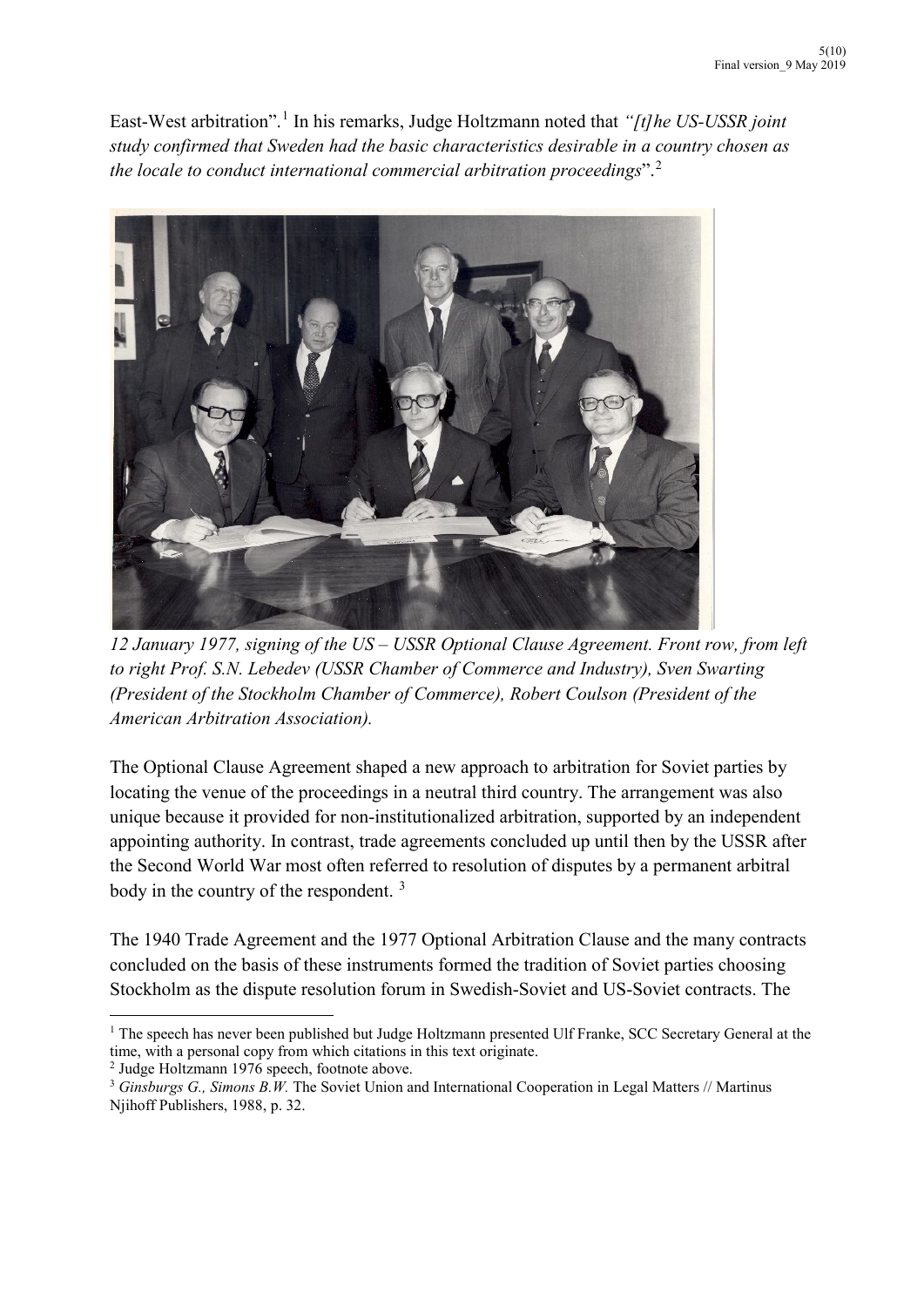East-West arbitration".[1] In his remarks, Judge Holtzmann noted that *"[t]he US-USSR joint study confirmed that Sweden had the basic characteristics desirable in a country chosen as the locale to conduct international commercial arbitration proceedings*".[2]

*12 January 1977, signing of the US – USSR Optional Clause Agreement. Front row, from left to right Prof. S.N. Lebedev (USSR Chamber of Commerce and Industry), Sven Swarting (President of the Stockholm Chamber of Commerce), Robert Coulson (President of the American Arbitration Association).*

The Optional Clause Agreement shaped a new approach to arbitration for Soviet parties by locating the venue of the proceedings in a neutral third country. The arrangement was also unique because it provided for non-institutionalized arbitration, supported by an independent appointing authority. In contrast, trade agreements concluded up until then by the USSR after the Second World War most often referred to resolution of disputes by a permanent arbitral body in the country of the respondent. [3]

The 1940 Trade Agreement and the 1977 Optional Arbitration Clause and the many contracts concluded on the basis of these instruments formed the tradition of Soviet parties choosing Stockholm as the dispute resolution forum in Swedish-Soviet and US-Soviet contracts. The

---

[1] The speech has never been published but Judge Holtzmann presented Ulf Franke, SCC Secretary General at the time, with a personal copy from which citations in this text originate.

[2] Judge Holtzmann 1976 speech, footnote above.

[3] *Ginsburgs G., Simons B.W.* The Soviet Union and International Cooperation in Legal Matters // Martinus Njihoff Publishers, 1988, p. 32.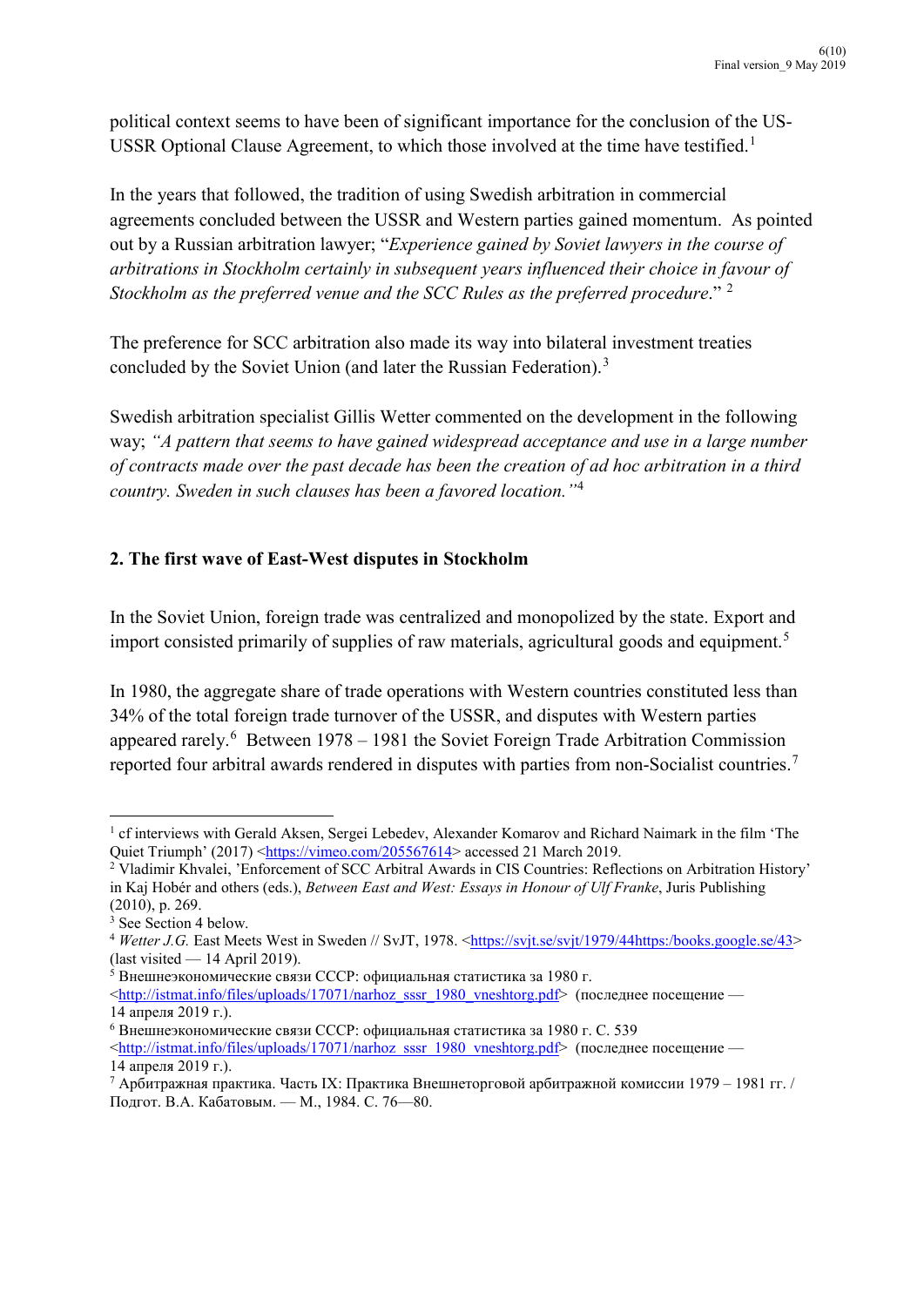political context seems to have been of significant importance for the conclusion of the US-USSR Optional Clause Agreement, to which those involved at the time have testified.[1]

In the years that followed, the tradition of using Swedish arbitration in commercial agreements concluded between the USSR and Western parties gained momentum. As pointed out by a Russian arbitration lawyer; "*Experience gained by Soviet lawyers in the course of arbitrations in Stockholm certainly in subsequent years influenced their choice in favour of Stockholm as the preferred venue and the SCC Rules as the preferred procedure*." [2]

The preference for SCC arbitration also made its way into bilateral investment treaties concluded by the Soviet Union (and later the Russian Federation).[3]

Swedish arbitration specialist Gillis Wetter commented on the development in the following way; *"A pattern that seems to have gained widespread acceptance and use in a large number of contracts made over the past decade has been the creation of ad hoc arbitration in a third country. Sweden in such clauses has been a favored location."*[4]

## 2. The first wave of East-West disputes in Stockholm

In the Soviet Union, foreign trade was centralized and monopolized by the state. Export and import consisted primarily of supplies of raw materials, agricultural goods and equipment.[5]

In 1980, the aggregate share of trade operations with Western countries constituted less than 34% of the total foreign trade turnover of the USSR, and disputes with Western parties appeared rarely.[6] Between 1978 – 1981 the Soviet Foreign Trade Arbitration Commission reported four arbitral awards rendered in disputes with parties from non-Socialist countries.[7]

---

[1] cf interviews with Gerald Aksen, Sergei Lebedev, Alexander Komarov and Richard Naimark in the film 'The Quiet Triumph' (2017) <https://vimeo.com/205567614> accessed 21 March 2019.

[2] Vladimir Khvalei, 'Enforcement of SCC Arbitral Awards in CIS Countries: Reflections on Arbitration History' in Kaj Hobér and others (eds.), *Between East and West: Essays in Honour of Ulf Franke*, Juris Publishing (2010), p. 269.

[3] See Section 4 below.

[4] *Wetter J.G.* East Meets West in Sweden // SvJT, 1978. <https://svjt.se/svjt/1979/44https:/books.google.se/43> (last visited — 14 April 2019).

[5] Внешнеэкономические связи СССР: официальная статистика за 1980 г. <http://istmat.info/files/uploads/17071/narhoz_sssr_1980_vneshtorg.pdf> (последнее посещение — 14 апреля 2019 г.).

[6] Внешнеэкономические связи СССР: официальная статистика за 1980 г. С. 539 <http://istmat.info/files/uploads/17071/narhoz_sssr_1980_vneshtorg.pdf> (последнее посещение — 14 апреля 2019 г.).

[7] Арбитражная практика. Часть IX: Практика Внешнеторговой арбитражной комиссии 1979 – 1981 гг. / Подгот. В.А. Кабатовым. — М., 1984. С. 76—80.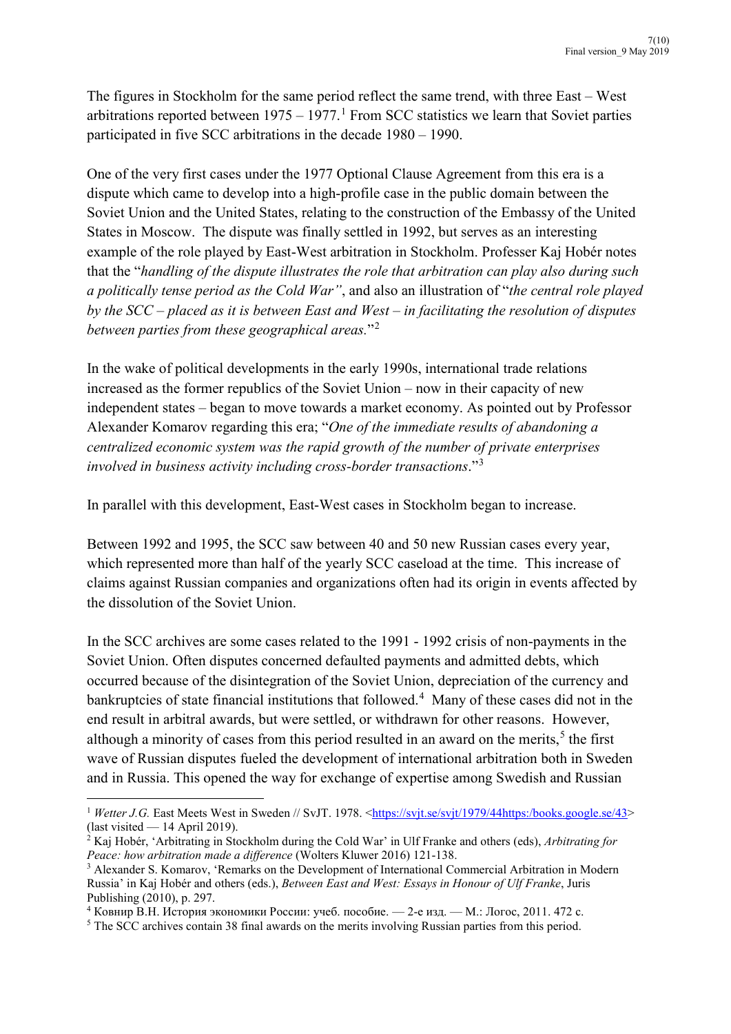The figures in Stockholm for the same period reflect the same trend, with three East – West arbitrations reported between 1975 – 1977.[1] From SCC statistics we learn that Soviet parties participated in five SCC arbitrations in the decade 1980 – 1990.

One of the very first cases under the 1977 Optional Clause Agreement from this era is a dispute which came to develop into a high-profile case in the public domain between the Soviet Union and the United States, relating to the construction of the Embassy of the United States in Moscow. The dispute was finally settled in 1992, but serves as an interesting example of the role played by East-West arbitration in Stockholm. Professer Kaj Hobér notes that the "*handling of the dispute illustrates the role that arbitration can play also during such a politically tense period as the Cold War"*, and also an illustration of "*the central role played by the SCC – placed as it is between East and West – in facilitating the resolution of disputes between parties from these geographical areas.*"[2]

In the wake of political developments in the early 1990s, international trade relations increased as the former republics of the Soviet Union – now in their capacity of new independent states – began to move towards a market economy. As pointed out by Professor Alexander Komarov regarding this era; "*One of the immediate results of abandoning a centralized economic system was the rapid growth of the number of private enterprises involved in business activity including cross-border transactions*."[3]

In parallel with this development, East-West cases in Stockholm began to increase.

Between 1992 and 1995, the SCC saw between 40 and 50 new Russian cases every year, which represented more than half of the yearly SCC caseload at the time. This increase of claims against Russian companies and organizations often had its origin in events affected by the dissolution of the Soviet Union.

In the SCC archives are some cases related to the 1991 - 1992 crisis of non-payments in the Soviet Union. Often disputes concerned defaulted payments and admitted debts, which occurred because of the disintegration of the Soviet Union, depreciation of the currency and bankruptcies of state financial institutions that followed.[4] Many of these cases did not in the end result in arbitral awards, but were settled, or withdrawn for other reasons. However, although a minority of cases from this period resulted in an award on the merits,[5] the first wave of Russian disputes fueled the development of international arbitration both in Sweden and in Russia. This opened the way for exchange of expertise among Swedish and Russian

---

[1] *Wetter J.G.* East Meets West in Sweden // SvJT. 1978. <https://svjt.se/svjt/1979/44https:/books.google.se/43> (last visited — 14 April 2019).

[2] Kaj Hobér, 'Arbitrating in Stockholm during the Cold War' in Ulf Franke and others (eds), *Arbitrating for Peace: how arbitration made a difference* (Wolters Kluwer 2016) 121-138.

[3] Alexander S. Komarov, 'Remarks on the Development of International Commercial Arbitration in Modern Russia' in Kaj Hobér and others (eds.), *Between East and West: Essays in Honour of Ulf Franke*, Juris Publishing (2010), p. 297.

[4] Ковнир В.Н. История экономики России: учеб. пособие. — 2-е изд. — М.: Логос, 2011. 472 с.

[5] The SCC archives contain 38 final awards on the merits involving Russian parties from this period.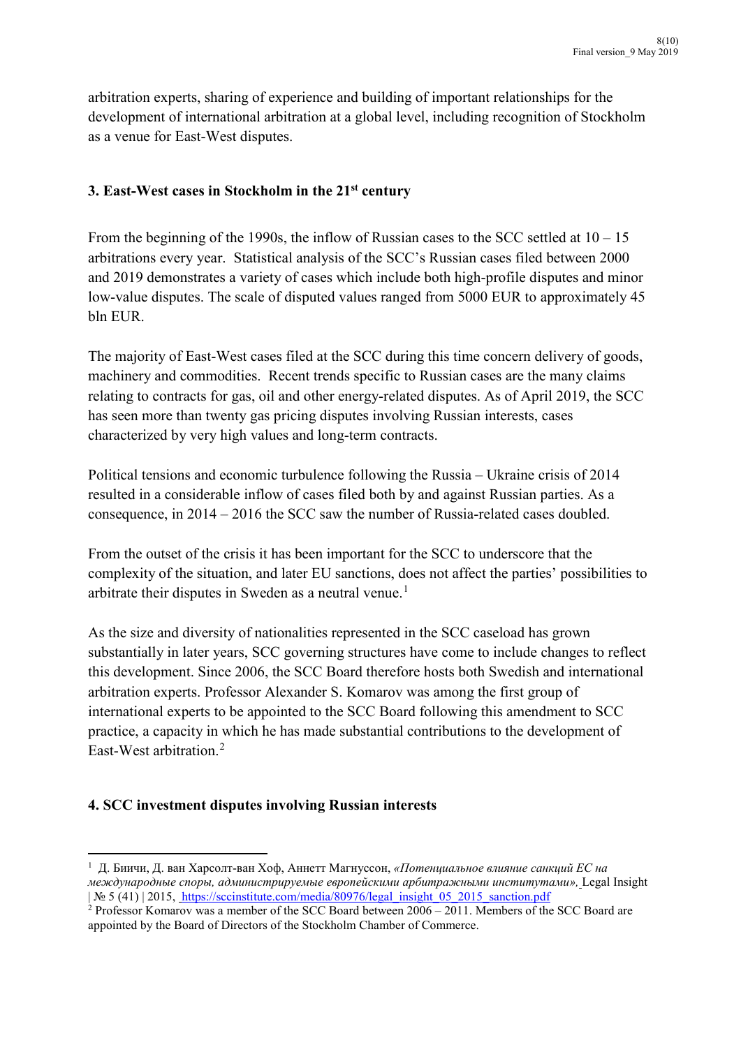arbitration experts, sharing of experience and building of important relationships for the development of international arbitration at a global level, including recognition of Stockholm as a venue for East-West disputes.

## 3. East-West cases in Stockholm in the 21st century

From the beginning of the 1990s, the inflow of Russian cases to the SCC settled at 10 – 15 arbitrations every year. Statistical analysis of the SCC's Russian cases filed between 2000 and 2019 demonstrates a variety of cases which include both high-profile disputes and minor low-value disputes. The scale of disputed values ranged from 5000 EUR to approximately 45 bln EUR.

The majority of East-West cases filed at the SCC during this time concern delivery of goods, machinery and commodities. Recent trends specific to Russian cases are the many claims relating to contracts for gas, oil and other energy-related disputes. As of April 2019, the SCC has seen more than twenty gas pricing disputes involving Russian interests, cases characterized by very high values and long-term contracts.

Political tensions and economic turbulence following the Russia – Ukraine crisis of 2014 resulted in a considerable inflow of cases filed both by and against Russian parties. As a consequence, in 2014 – 2016 the SCC saw the number of Russia-related cases doubled.

From the outset of the crisis it has been important for the SCC to underscore that the complexity of the situation, and later EU sanctions, does not affect the parties' possibilities to arbitrate their disputes in Sweden as a neutral venue.[1]

As the size and diversity of nationalities represented in the SCC caseload has grown substantially in later years, SCC governing structures have come to include changes to reflect this development. Since 2006, the SCC Board therefore hosts both Swedish and international arbitration experts. Professor Alexander S. Komarov was among the first group of international experts to be appointed to the SCC Board following this amendment to SCC practice, a capacity in which he has made substantial contributions to the development of East-West arbitration.[2]

## 4. SCC investment disputes involving Russian interests

---

[1] Д. Биичи, Д. ван Харсолт-ван Хоф, Аннетт Магнуссон, *«Потенциальное влияние санкций ЕС на международные споры, администрируемые европейскими арбитражными институтами»,* Legal Insight | № 5 (41) | 2015, https://sccinstitute.com/media/80976/legal_insight_05_2015_sanction.pdf

[2] Professor Komarov was a member of the SCC Board between 2006 – 2011. Members of the SCC Board are appointed by the Board of Directors of the Stockholm Chamber of Commerce.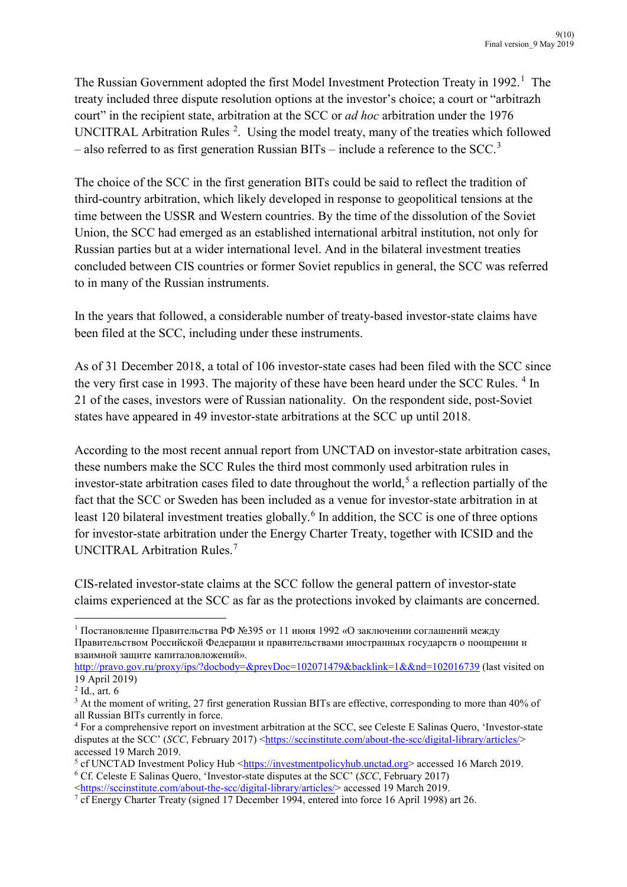The Russian Government adopted the first Model Investment Protection Treaty in 1992.[1] The treaty included three dispute resolution options at the investor's choice; a court or "arbitrazh court" in the recipient state, arbitration at the SCC or *ad hoc* arbitration under the 1976 UNCITRAL Arbitration Rules [2]. Using the model treaty, many of the treaties which followed – also referred to as first generation Russian BITs – include a reference to the SCC.[3]

The choice of the SCC in the first generation BITs could be said to reflect the tradition of third-country arbitration, which likely developed in response to geopolitical tensions at the time between the USSR and Western countries. By the time of the dissolution of the Soviet Union, the SCC had emerged as an established international arbitral institution, not only for Russian parties but at a wider international level. And in the bilateral investment treaties concluded between CIS countries or former Soviet republics in general, the SCC was referred to in many of the Russian instruments.

In the years that followed, a considerable number of treaty-based investor-state claims have been filed at the SCC, including under these instruments.

As of 31 December 2018, a total of 106 investor-state cases had been filed with the SCC since the very first case in 1993. The majority of these have been heard under the SCC Rules. [4] In 21 of the cases, investors were of Russian nationality. On the respondent side, post-Soviet states have appeared in 49 investor-state arbitrations at the SCC up until 2018.

According to the most recent annual report from UNCTAD on investor-state arbitration cases, these numbers make the SCC Rules the third most commonly used arbitration rules in investor-state arbitration cases filed to date throughout the world,[5] a reflection partially of the fact that the SCC or Sweden has been included as a venue for investor-state arbitration in at least 120 bilateral investment treaties globally.[6] In addition, the SCC is one of three options for investor-state arbitration under the Energy Charter Treaty, together with ICSID and the UNCITRAL Arbitration Rules.[7]

CIS-related investor-state claims at the SCC follow the general pattern of investor-state claims experienced at the SCC as far as the protections invoked by claimants are concerned.

---

[1] Постановление Правительства РФ №395 от 11 июня 1992 «О заключении соглашений между Правительством Российской Федерации и правительствами иностранных государств о поощрении и взаимной защите капиталовложений». http://pravo.gov.ru/proxy/ips/?docbody=&prevDoc=102071479&backlink=1&&nd=102016739 (last visited on 19 April 2019)

[2] Id., art. 6

[3] At the moment of writing, 27 first generation Russian BITs are effective, corresponding to more than 40% of all Russian BITs currently in force.

[4] For a comprehensive report on investment arbitration at the SCC, see Celeste E Salinas Quero, 'Investor-state disputes at the SCC' (*SCC*, February 2017) <https://sccinstitute.com/about-the-scc/digital-library/articles/> accessed 19 March 2019.

[5] cf UNCTAD Investment Policy Hub <https://investmentpolicyhub.unctad.org> accessed 16 March 2019.

[6] Cf. Celeste E Salinas Quero, 'Investor-state disputes at the SCC' (*SCC*, February 2017) <https://sccinstitute.com/about-the-scc/digital-library/articles/> accessed 19 March 2019.

[7] cf Energy Charter Treaty (signed 17 December 1994, entered into force 16 April 1998) art 26.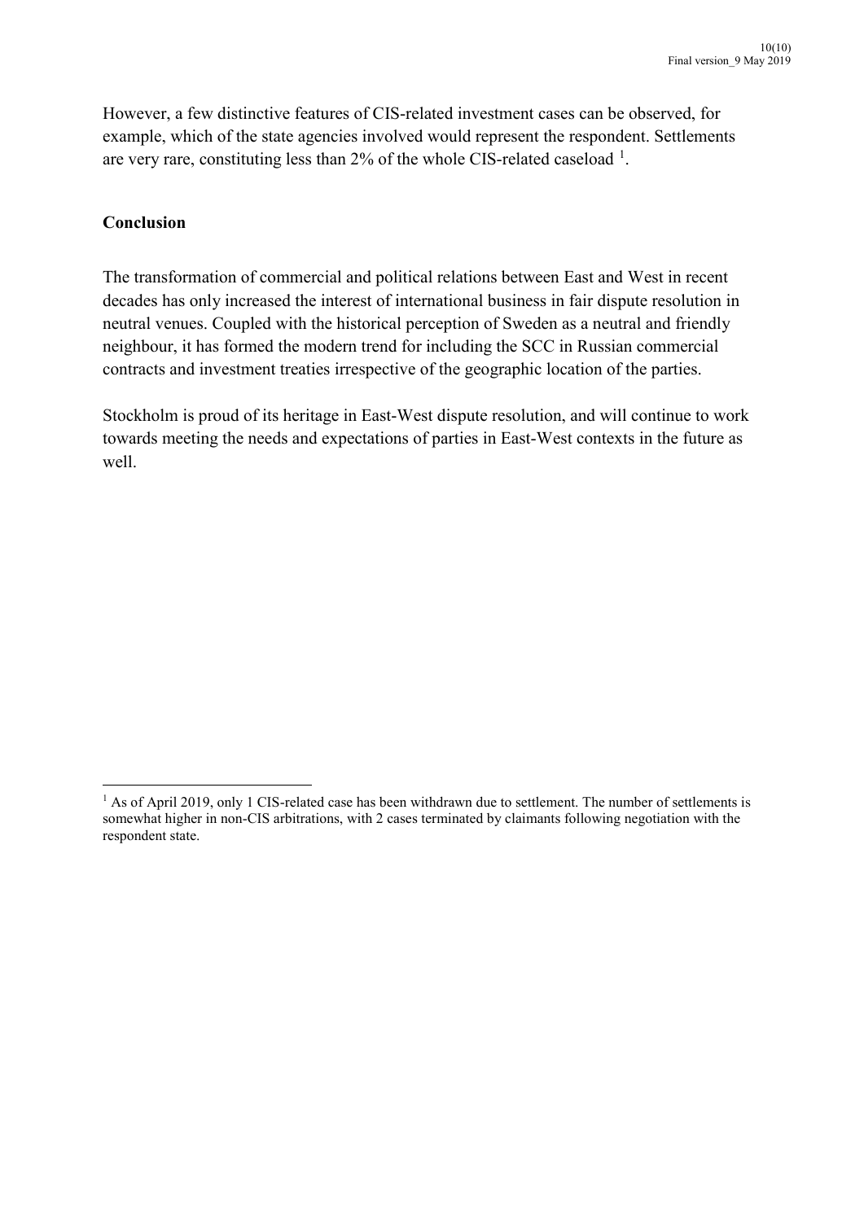However, a few distinctive features of CIS-related investment cases can be observed, for example, which of the state agencies involved would represent the respondent. Settlements are very rare, constituting less than 2% of the whole CIS-related caseload [1].

**Conclusion**

The transformation of commercial and political relations between East and West in recent decades has only increased the interest of international business in fair dispute resolution in neutral venues. Coupled with the historical perception of Sweden as a neutral and friendly neighbour, it has formed the modern trend for including the SCC in Russian commercial contracts and investment treaties irrespective of the geographic location of the parties.

Stockholm is proud of its heritage in East-West dispute resolution, and will continue to work towards meeting the needs and expectations of parties in East-West contexts in the future as well.

---

[1] As of April 2019, only 1 CIS-related case has been withdrawn due to settlement. The number of settlements is somewhat higher in non-CIS arbitrations, with 2 cases terminated by claimants following negotiation with the respondent state.